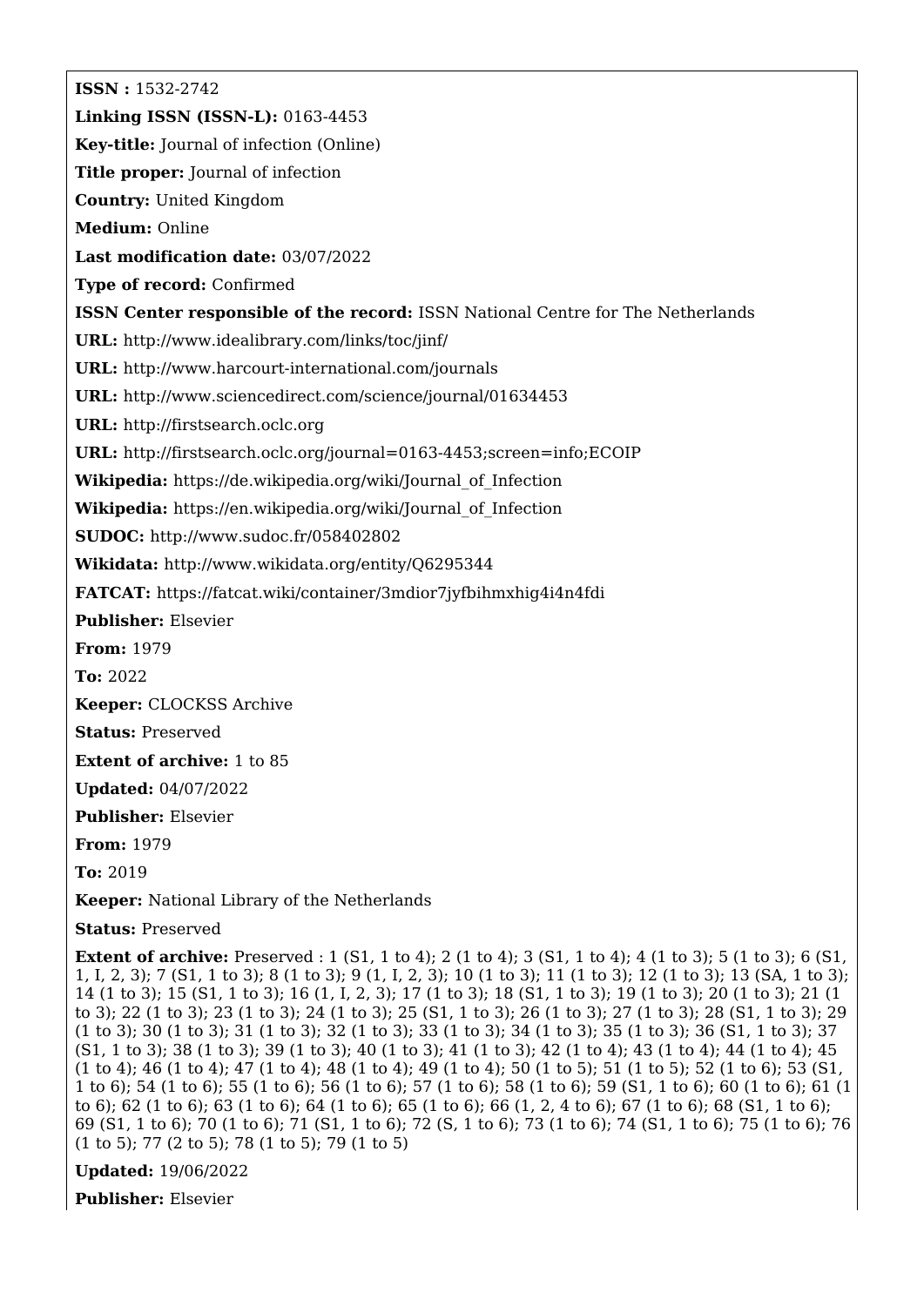**ISSN :** 1532-2742

**Linking ISSN (ISSN-L):** 0163-4453

**Key-title:** Journal of infection (Online)

**Title proper:** Journal of infection

**Country:** United Kingdom

**Medium:** Online

**Last modification date:** 03/07/2022

**Type of record:** Confirmed

**ISSN Center responsible of the record:** ISSN National Centre for The Netherlands

**URL:** http://www.idealibrary.com/links/toc/jinf/

**URL:** http://www.harcourt-international.com/journals

**URL:** http://www.sciencedirect.com/science/journal/01634453

**URL:** http://firstsearch.oclc.org

**URL:** http://firstsearch.oclc.org/journal=0163-4453;screen=info;ECOIP

**Wikipedia:** https://de.wikipedia.org/wiki/Journal_of_Infection

**Wikipedia:** https://en.wikipedia.org/wiki/Journal_of_Infection

**SUDOC:** http://www.sudoc.fr/058402802

**Wikidata:** http://www.wikidata.org/entity/Q6295344

**FATCAT:** https://fatcat.wiki/container/3mdior7jyfbihmxhig4i4n4fdi

**Publisher:** Elsevier

**From:** 1979

**To:** 2022

**Keeper:** CLOCKSS Archive

**Status:** Preserved

**Extent of archive:** 1 to 85

**Updated:** 04/07/2022

**Publisher:** Elsevier

**From:** 1979

**To:** 2019

**Keeper:** National Library of the Netherlands

**Status:** Preserved

**Extent of archive:** Preserved : 1 (S1, 1 to 4); 2 (1 to 4); 3 (S1, 1 to 4); 4 (1 to 3); 5 (1 to 3); 6 (S1, 1, I, 2, 3); 7 (S1, 1 to 3); 8 (1 to 3); 9 (1, I, 2, 3); 10 (1 to 3); 11 (1 to 3); 12 (1 to 3); 13 (SA, 1 to 3); 14 (1 to 3); 15 (S1, 1 to 3); 16 (1, I, 2, 3); 17 (1 to 3); 18 (S1, 1 to 3); 19 (1 to 3); 20 (1 to 3); 21 (1 to 3); 22 (1 to 3); 23 (1 to 3); 24 (1 to 3); 25 (S1, 1 to 3); 26 (1 to 3); 27 (1 to 3); 28 (S1, 1 to 3); 29 (1 to 3); 30 (1 to 3); 31 (1 to 3); 32 (1 to 3); 33 (1 to 3); 34 (1 to 3); 35 (1 to 3); 36 (S1, 1 to 3); 37 (S1, 1 to 3); 38 (1 to 3); 39 (1 to 3); 40 (1 to 3); 41 (1 to 3); 42 (1 to 4); 43 (1 to 4); 44 (1 to 4); 45 (1 to 4); 46 (1 to 4); 47 (1 to 4); 48 (1 to 4); 49 (1 to 4); 50 (1 to 5); 51 (1 to 5); 52 (1 to 6); 53 (S1, 1 to 6); 54 (1 to 6); 55 (1 to 6); 56 (1 to 6); 57 (1 to 6); 58 (1 to 6); 59 (S1, 1 to 6); 60 (1 to 6); 61 (1 to 6); 62 (1 to 6); 63 (1 to 6); 64 (1 to 6); 65 (1 to 6); 66 (1, 2, 4 to 6); 67 (1 to 6); 68 (S1, 1 to 6); 69 (S1, 1 to 6); 70 (1 to 6); 71 (S1, 1 to 6); 72 (S, 1 to 6); 73 (1 to 6); 74 (S1, 1 to 6); 75 (1 to 6); 76 (1 to 5); 77 (2 to 5); 78 (1 to 5); 79 (1 to 5)

**Updated:** 19/06/2022

**Publisher:** Elsevier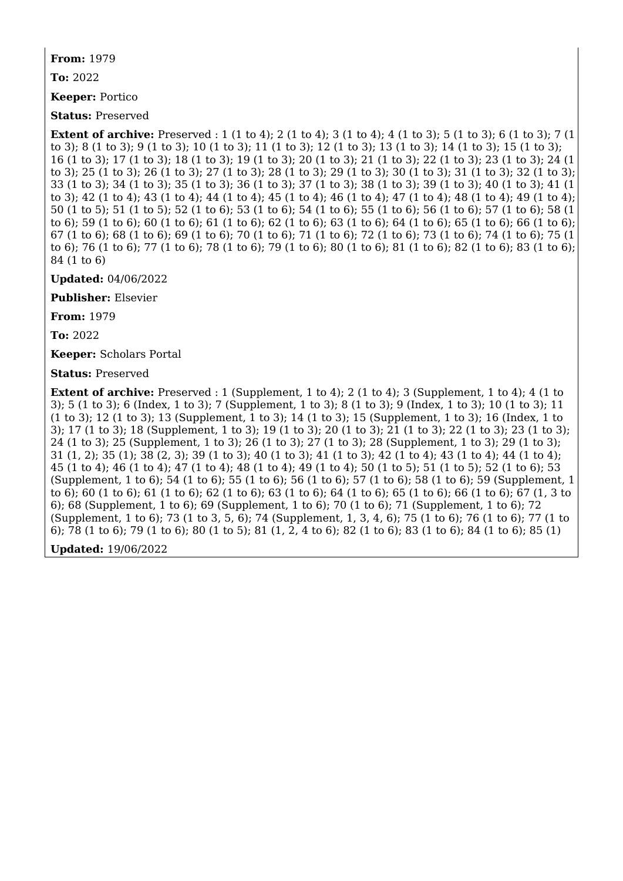**From:** 1979

**To:** 2022

**Keeper:** Portico

**Status:** Preserved

**Extent of archive:** Preserved : 1 (1 to 4); 2 (1 to 4); 3 (1 to 4); 4 (1 to 3); 5 (1 to 3); 6 (1 to 3); 7 (1 to 3); 8 (1 to 3); 9 (1 to 3); 10 (1 to 3); 11 (1 to 3); 12 (1 to 3); 13 (1 to 3); 14 (1 to 3); 15 (1 to 3); 16 (1 to 3); 17 (1 to 3); 18 (1 to 3); 19 (1 to 3); 20 (1 to 3); 21 (1 to 3); 22 (1 to 3); 23 (1 to 3); 24 (1 to 3); 25 (1 to 3); 26 (1 to 3); 27 (1 to 3); 28 (1 to 3); 29 (1 to 3); 30 (1 to 3); 31 (1 to 3); 32 (1 to 3); 33 (1 to 3); 34 (1 to 3); 35 (1 to 3); 36 (1 to 3); 37 (1 to 3); 38 (1 to 3); 39 (1 to 3); 40 (1 to 3); 41 (1 to 3); 42 (1 to 4); 43 (1 to 4); 44 (1 to 4); 45 (1 to 4); 46 (1 to 4); 47 (1 to 4); 48 (1 to 4); 49 (1 to 4); 50 (1 to 5); 51 (1 to 5); 52 (1 to 6); 53 (1 to 6); 54 (1 to 6); 55 (1 to 6); 56 (1 to 6); 57 (1 to 6); 58 (1 to 6); 59 (1 to 6); 60 (1 to 6); 61 (1 to 6); 62 (1 to 6); 63 (1 to 6); 64 (1 to 6); 65 (1 to 6); 66 (1 to 6); 67 (1 to 6); 68 (1 to 6); 69 (1 to 6); 70 (1 to 6); 71 (1 to 6); 72 (1 to 6); 73 (1 to 6); 74 (1 to 6); 75 (1 to 6); 76 (1 to 6); 77 (1 to 6); 78 (1 to 6); 79 (1 to 6); 80 (1 to 6); 81 (1 to 6); 82 (1 to 6); 83 (1 to 6); 84 (1 to 6)

**Updated:** 04/06/2022

**Publisher:** Elsevier

**From:** 1979

**To:** 2022

**Keeper:** Scholars Portal

**Status:** Preserved

**Extent of archive:** Preserved : 1 (Supplement, 1 to 4); 2 (1 to 4); 3 (Supplement, 1 to 4); 4 (1 to 3); 5 (1 to 3); 6 (Index, 1 to 3); 7 (Supplement, 1 to 3); 8 (1 to 3); 9 (Index, 1 to 3); 10 (1 to 3); 11 (1 to 3); 12 (1 to 3); 13 (Supplement, 1 to 3); 14 (1 to 3); 15 (Supplement, 1 to 3); 16 (Index, 1 to 3); 17 (1 to 3); 18 (Supplement, 1 to 3); 19 (1 to 3); 20 (1 to 3); 21 (1 to 3); 22 (1 to 3); 23 (1 to 3); 24 (1 to 3); 25 (Supplement, 1 to 3); 26 (1 to 3); 27 (1 to 3); 28 (Supplement, 1 to 3); 29 (1 to 3); 31 (1, 2); 35 (1); 38 (2, 3); 39 (1 to 3); 40 (1 to 3); 41 (1 to 3); 42 (1 to 4); 43 (1 to 4); 44 (1 to 4); 45 (1 to 4); 46 (1 to 4); 47 (1 to 4); 48 (1 to 4); 49 (1 to 4); 50 (1 to 5); 51 (1 to 5); 52 (1 to 6); 53 (Supplement, 1 to 6); 54 (1 to 6); 55 (1 to 6); 56 (1 to 6); 57 (1 to 6); 58 (1 to 6); 59 (Supplement, 1 to 6); 60 (1 to 6); 61 (1 to 6); 62 (1 to 6); 63 (1 to 6); 64 (1 to 6); 65 (1 to 6); 66 (1 to 6); 67 (1, 3 to 6); 68 (Supplement, 1 to 6); 69 (Supplement, 1 to 6); 70 (1 to 6); 71 (Supplement, 1 to 6); 72 (Supplement, 1 to 6); 73 (1 to 3, 5, 6); 74 (Supplement, 1, 3, 4, 6); 75 (1 to 6); 76 (1 to 6); 77 (1 to 6); 78 (1 to 6); 79 (1 to 6); 80 (1 to 5); 81 (1, 2, 4 to 6); 82 (1 to 6); 83 (1 to 6); 84 (1 to 6); 85 (1)

**Updated:** 19/06/2022